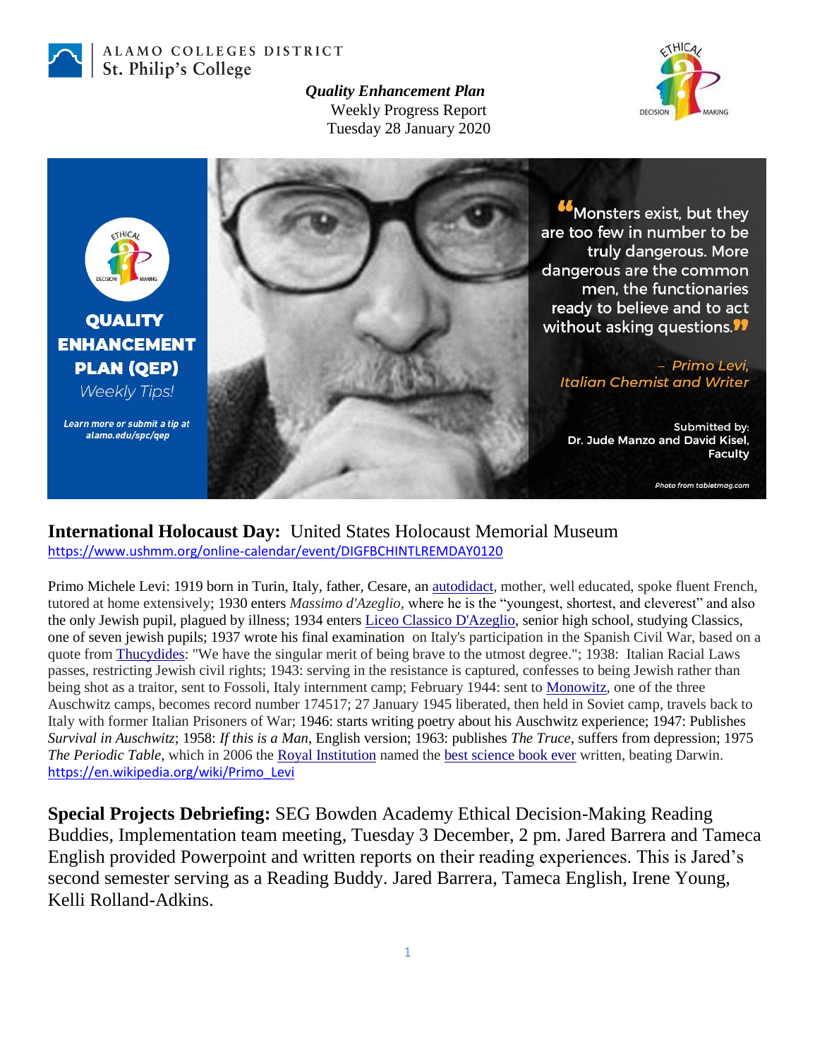ALAMO COLLEGES DISTRICT
St. Philip's College

***Quality Enhancement Plan***
Weekly Progress Report
Tuesday 28 January 2020

**QUALITY ENHANCEMENT PLAN (QEP)**
*Weekly Tips!*

***Learn more or submit a tip at alamo.edu/spc/qep***

"Monsters exist, but they are too few in number to be truly dangerous. More dangerous are the common men, the functionaries ready to believe and to act without asking questions."

*– Primo Levi, Italian Chemist and Writer*

Submitted by: Dr. Jude Manzo and David Kisel, Faculty

*Photo from tabletmag.com*

**International Holocaust Day:** United States Holocaust Memorial Museum
https://www.ushmm.org/online-calendar/event/DIGFBCHINTLREMDAY0120

Primo Michele Levi: 1919 born in Turin, Italy, father, Cesare, an autodidact, mother, well educated, spoke fluent French, tutored at home extensively; 1930 enters *Massimo d'Azeglio,* where he is the "youngest, shortest, and cleverest" and also the only Jewish pupil, plagued by illness; 1934 enters Liceo Classico D'Azeglio, senior high school, studying Classics, one of seven jewish pupils; 1937 wrote his final examination on Italy's participation in the Spanish Civil War, based on a quote from Thucydides: "We have the singular merit of being brave to the utmost degree."; 1938: Italian Racial Laws passes, restricting Jewish civil rights; 1943: serving in the resistance is captured, confesses to being Jewish rather than being shot as a traitor, sent to Fossoli, Italy internment camp; February 1944: sent to Monowitz, one of the three Auschwitz camps, becomes record number 174517; 27 January 1945 liberated, then held in Soviet camp, travels back to Italy with former Italian Prisoners of War; 1946: starts writing poetry about his Auschwitz experience; 1947: Publishes *Survival in Auschwitz*; 1958: *If this is a Man*, English version; 1963: publishes *The Truce*, suffers from depression; 1975 *The Periodic Table*, which in 2006 the Royal Institution named the best science book ever written, beating Darwin.
https://en.wikipedia.org/wiki/Primo_Levi

**Special Projects Debriefing:** SEG Bowden Academy Ethical Decision-Making Reading Buddies, Implementation team meeting, Tuesday 3 December, 2 pm. Jared Barrera and Tameca English provided Powerpoint and written reports on their reading experiences. This is Jared's second semester serving as a Reading Buddy. Jared Barrera, Tameca English, Irene Young, Kelli Rolland-Adkins.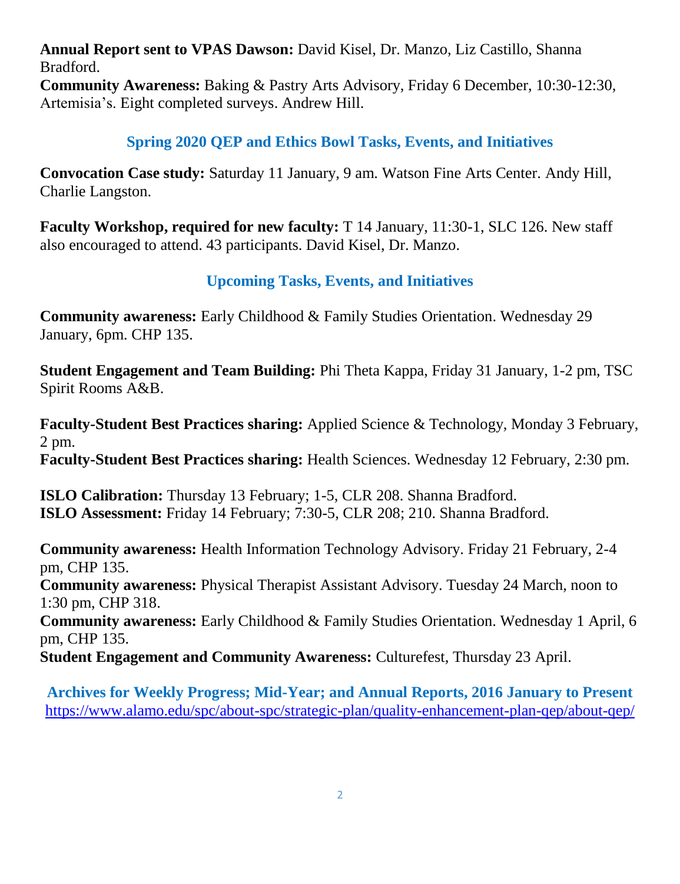**Annual Report sent to VPAS Dawson:** David Kisel, Dr. Manzo, Liz Castillo, Shanna Bradford.
**Community Awareness:** Baking & Pastry Arts Advisory, Friday 6 December, 10:30-12:30, Artemisia's. Eight completed surveys. Andrew Hill.

## Spring 2020 QEP and Ethics Bowl Tasks, Events, and Initiatives

**Convocation Case study:** Saturday 11 January, 9 am. Watson Fine Arts Center. Andy Hill, Charlie Langston.

**Faculty Workshop, required for new faculty:** T 14 January, 11:30-1, SLC 126. New staff also encouraged to attend. 43 participants. David Kisel, Dr. Manzo.

## Upcoming Tasks, Events, and Initiatives

**Community awareness:** Early Childhood & Family Studies Orientation. Wednesday 29 January, 6pm. CHP 135.

**Student Engagement and Team Building:** Phi Theta Kappa, Friday 31 January, 1-2 pm, TSC Spirit Rooms A&B.

**Faculty-Student Best Practices sharing:** Applied Science & Technology, Monday 3 February, 2 pm.
**Faculty-Student Best Practices sharing:** Health Sciences. Wednesday 12 February, 2:30 pm.

**ISLO Calibration:** Thursday 13 February; 1-5, CLR 208. Shanna Bradford.
**ISLO Assessment:** Friday 14 February; 7:30-5, CLR 208; 210. Shanna Bradford.

**Community awareness:** Health Information Technology Advisory. Friday 21 February, 2-4 pm, CHP 135.
**Community awareness:** Physical Therapist Assistant Advisory. Tuesday 24 March, noon to 1:30 pm, CHP 318.
**Community awareness:** Early Childhood & Family Studies Orientation. Wednesday 1 April, 6 pm, CHP 135.
**Student Engagement and Community Awareness:** Culturefest, Thursday 23 April.

**Archives for Weekly Progress; Mid-Year; and Annual Reports, 2016 January to Present**
https://www.alamo.edu/spc/about-spc/strategic-plan/quality-enhancement-plan-qep/about-qep/